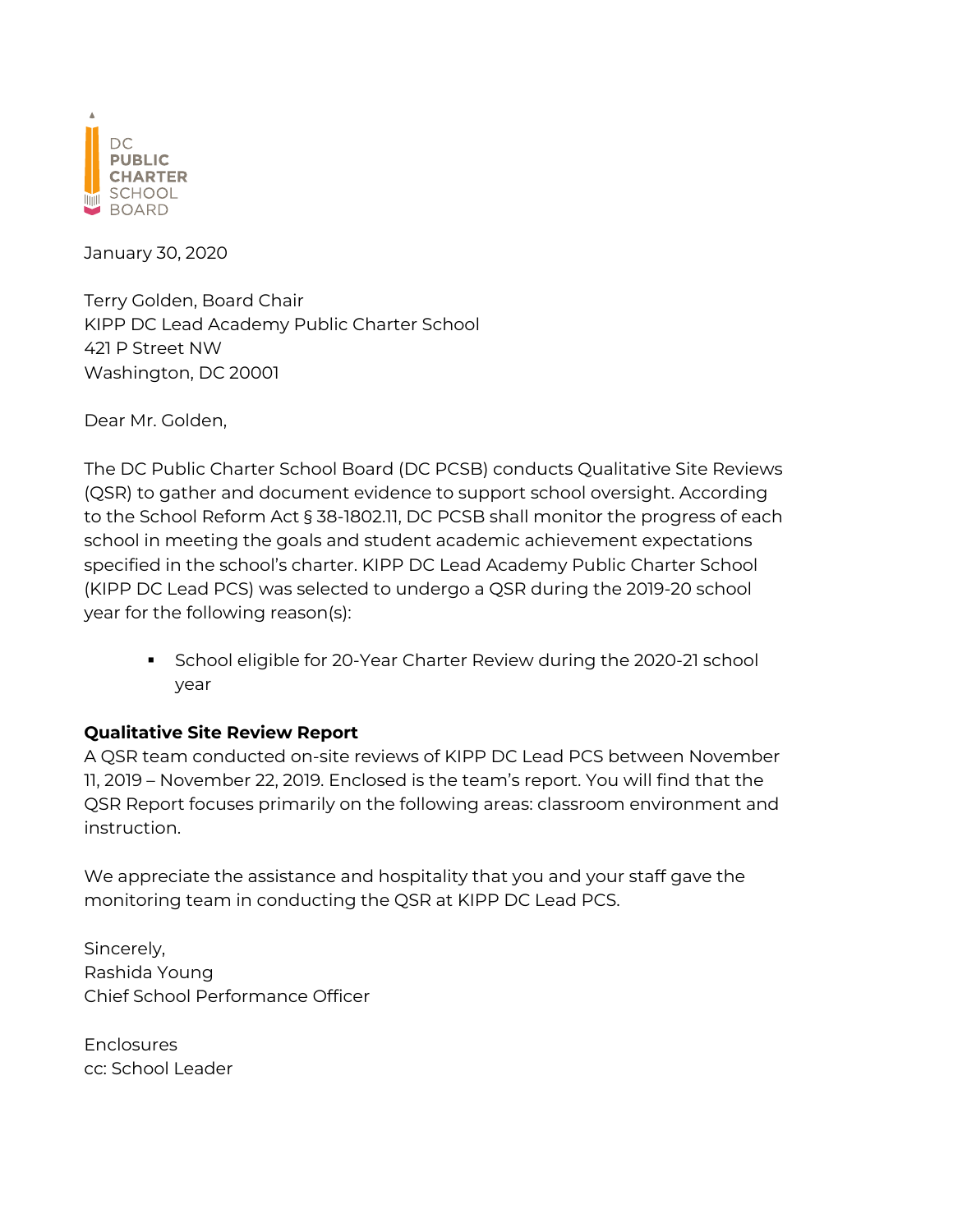DC PUBLIC CHARTER SCHOOL BOARD

January 30, 2020

Terry Golden, Board Chair
KIPP DC Lead Academy Public Charter School
421 P Street NW
Washington, DC 20001

Dear Mr. Golden,

The DC Public Charter School Board (DC PCSB) conducts Qualitative Site Reviews (QSR) to gather and document evidence to support school oversight. According to the School Reform Act § 38-1802.11, DC PCSB shall monitor the progress of each school in meeting the goals and student academic achievement expectations specified in the school's charter. KIPP DC Lead Academy Public Charter School (KIPP DC Lead PCS) was selected to undergo a QSR during the 2019-20 school year for the following reason(s):

- School eligible for 20-Year Charter Review during the 2020-21 school year

**Qualitative Site Review Report**

A QSR team conducted on-site reviews of KIPP DC Lead PCS between November 11, 2019 – November 22, 2019. Enclosed is the team's report. You will find that the QSR Report focuses primarily on the following areas: classroom environment and instruction.

We appreciate the assistance and hospitality that you and your staff gave the monitoring team in conducting the QSR at KIPP DC Lead PCS.

Sincerely,
Rashida Young
Chief School Performance Officer

Enclosures
cc: School Leader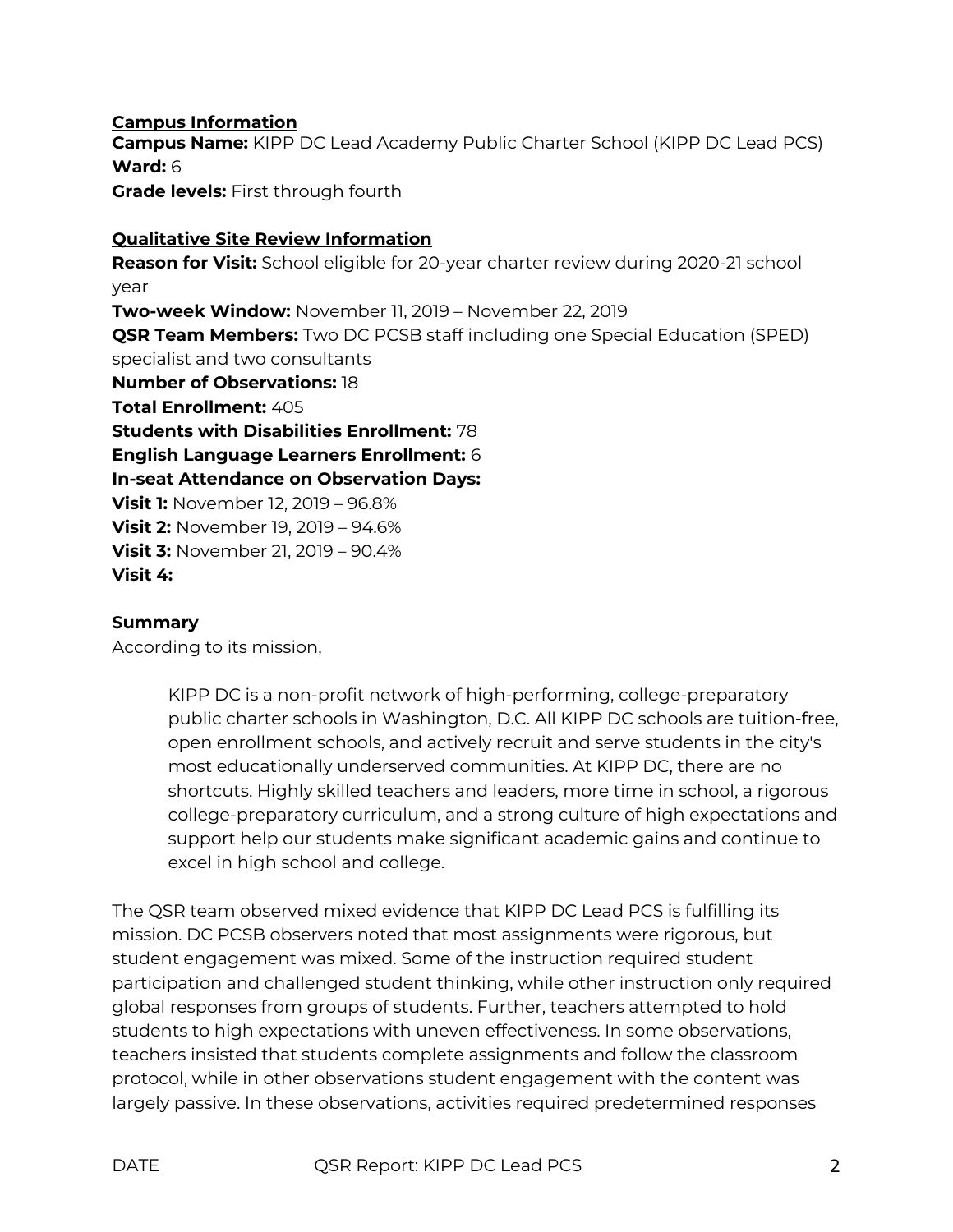**<u>Campus Information</u>**

**Campus Name:** KIPP DC Lead Academy Public Charter School (KIPP DC Lead PCS)
**Ward:** 6
**Grade levels:** First through fourth

**<u>Qualitative Site Review Information</u>**

**Reason for Visit:** School eligible for 20-year charter review during 2020-21 school year
**Two-week Window:** November 11, 2019 – November 22, 2019
**QSR Team Members:** Two DC PCSB staff including one Special Education (SPED) specialist and two consultants
**Number of Observations:** 18
**Total Enrollment:** 405
**Students with Disabilities Enrollment:** 78
**English Language Learners Enrollment:** 6
**In-seat Attendance on Observation Days:**
**Visit 1:** November 12, 2019 – 96.8%
**Visit 2:** November 19, 2019 – 94.6%
**Visit 3:** November 21, 2019 – 90.4%
**Visit 4:**

**Summary**

According to its mission,

> KIPP DC is a non-profit network of high-performing, college-preparatory public charter schools in Washington, D.C. All KIPP DC schools are tuition-free, open enrollment schools, and actively recruit and serve students in the city's most educationally underserved communities. At KIPP DC, there are no shortcuts. Highly skilled teachers and leaders, more time in school, a rigorous college-preparatory curriculum, and a strong culture of high expectations and support help our students make significant academic gains and continue to excel in high school and college.

The QSR team observed mixed evidence that KIPP DC Lead PCS is fulfilling its mission. DC PCSB observers noted that most assignments were rigorous, but student engagement was mixed. Some of the instruction required student participation and challenged student thinking, while other instruction only required global responses from groups of students. Further, teachers attempted to hold students to high expectations with uneven effectiveness. In some observations, teachers insisted that students complete assignments and follow the classroom protocol, while in other observations student engagement with the content was largely passive. In these observations, activities required predetermined responses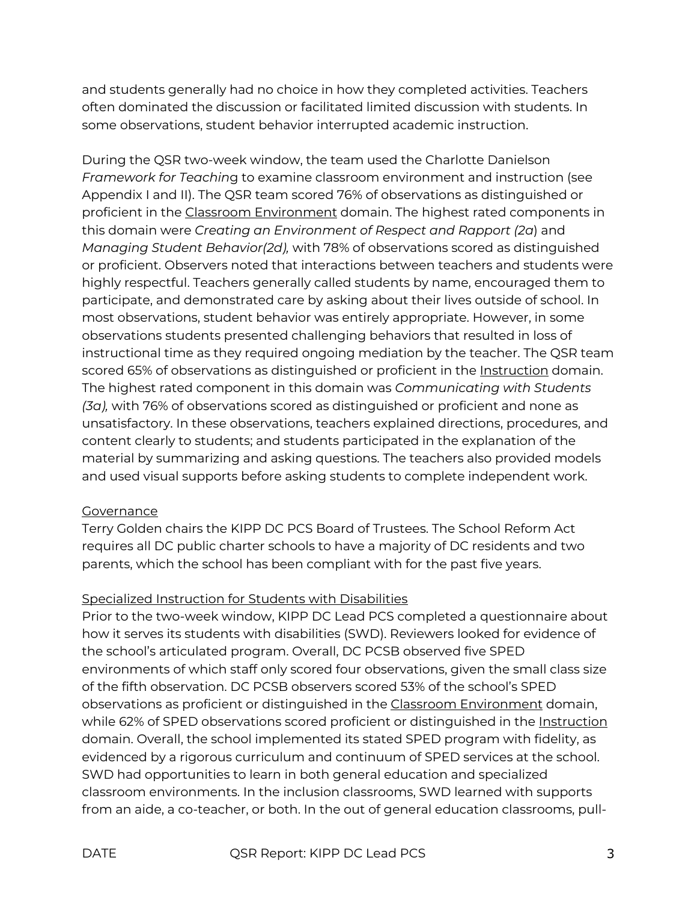and students generally had no choice in how they completed activities. Teachers often dominated the discussion or facilitated limited discussion with students. In some observations, student behavior interrupted academic instruction.

During the QSR two-week window, the team used the Charlotte Danielson *Framework for Teaching* to examine classroom environment and instruction (see Appendix I and II). The QSR team scored 76% of observations as distinguished or proficient in the Classroom Environment domain. The highest rated components in this domain were *Creating an Environment of Respect and Rapport (2a*) and *Managing Student Behavior(2d),* with 78% of observations scored as distinguished or proficient. Observers noted that interactions between teachers and students were highly respectful. Teachers generally called students by name, encouraged them to participate, and demonstrated care by asking about their lives outside of school. In most observations, student behavior was entirely appropriate. However, in some observations students presented challenging behaviors that resulted in loss of instructional time as they required ongoing mediation by the teacher. The QSR team scored 65% of observations as distinguished or proficient in the Instruction domain. The highest rated component in this domain was *Communicating with Students (3a),* with 76% of observations scored as distinguished or proficient and none as unsatisfactory. In these observations, teachers explained directions, procedures, and content clearly to students; and students participated in the explanation of the material by summarizing and asking questions. The teachers also provided models and used visual supports before asking students to complete independent work.

Governance

Terry Golden chairs the KIPP DC PCS Board of Trustees. The School Reform Act requires all DC public charter schools to have a majority of DC residents and two parents, which the school has been compliant with for the past five years.

Specialized Instruction for Students with Disabilities

Prior to the two-week window, KIPP DC Lead PCS completed a questionnaire about how it serves its students with disabilities (SWD). Reviewers looked for evidence of the school's articulated program. Overall, DC PCSB observed five SPED environments of which staff only scored four observations, given the small class size of the fifth observation. DC PCSB observers scored 53% of the school's SPED observations as proficient or distinguished in the Classroom Environment domain, while 62% of SPED observations scored proficient or distinguished in the Instruction domain. Overall, the school implemented its stated SPED program with fidelity, as evidenced by a rigorous curriculum and continuum of SPED services at the school. SWD had opportunities to learn in both general education and specialized classroom environments. In the inclusion classrooms, SWD learned with supports from an aide, a co-teacher, or both. In the out of general education classrooms, pull-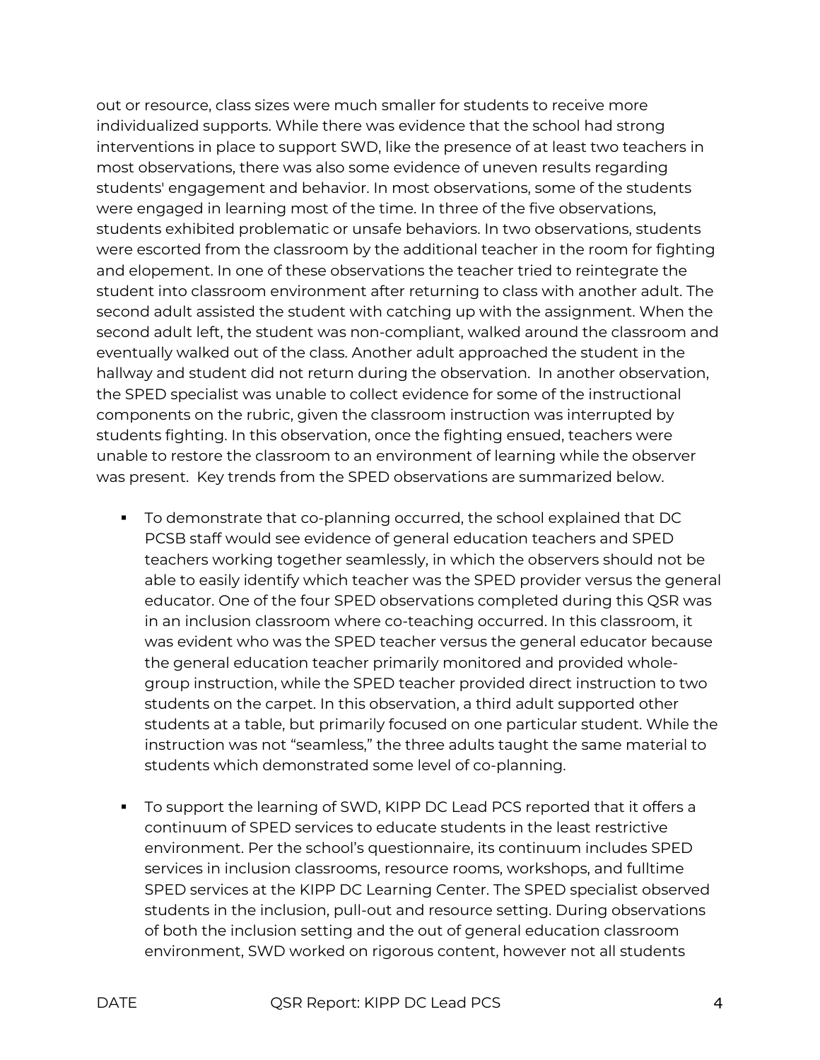out or resource, class sizes were much smaller for students to receive more individualized supports. While there was evidence that the school had strong interventions in place to support SWD, like the presence of at least two teachers in most observations, there was also some evidence of uneven results regarding students' engagement and behavior. In most observations, some of the students were engaged in learning most of the time. In three of the five observations, students exhibited problematic or unsafe behaviors. In two observations, students were escorted from the classroom by the additional teacher in the room for fighting and elopement. In one of these observations the teacher tried to reintegrate the student into classroom environment after returning to class with another adult. The second adult assisted the student with catching up with the assignment. When the second adult left, the student was non-compliant, walked around the classroom and eventually walked out of the class. Another adult approached the student in the hallway and student did not return during the observation. In another observation, the SPED specialist was unable to collect evidence for some of the instructional components on the rubric, given the classroom instruction was interrupted by students fighting. In this observation, once the fighting ensued, teachers were unable to restore the classroom to an environment of learning while the observer was present. Key trends from the SPED observations are summarized below.

- To demonstrate that co-planning occurred, the school explained that DC PCSB staff would see evidence of general education teachers and SPED teachers working together seamlessly, in which the observers should not be able to easily identify which teacher was the SPED provider versus the general educator. One of the four SPED observations completed during this QSR was in an inclusion classroom where co-teaching occurred. In this classroom, it was evident who was the SPED teacher versus the general educator because the general education teacher primarily monitored and provided whole-group instruction, while the SPED teacher provided direct instruction to two students on the carpet. In this observation, a third adult supported other students at a table, but primarily focused on one particular student. While the instruction was not "seamless," the three adults taught the same material to students which demonstrated some level of co-planning.

- To support the learning of SWD, KIPP DC Lead PCS reported that it offers a continuum of SPED services to educate students in the least restrictive environment. Per the school's questionnaire, its continuum includes SPED services in inclusion classrooms, resource rooms, workshops, and fulltime SPED services at the KIPP DC Learning Center. The SPED specialist observed students in the inclusion, pull-out and resource setting. During observations of both the inclusion setting and the out of general education classroom environment, SWD worked on rigorous content, however not all students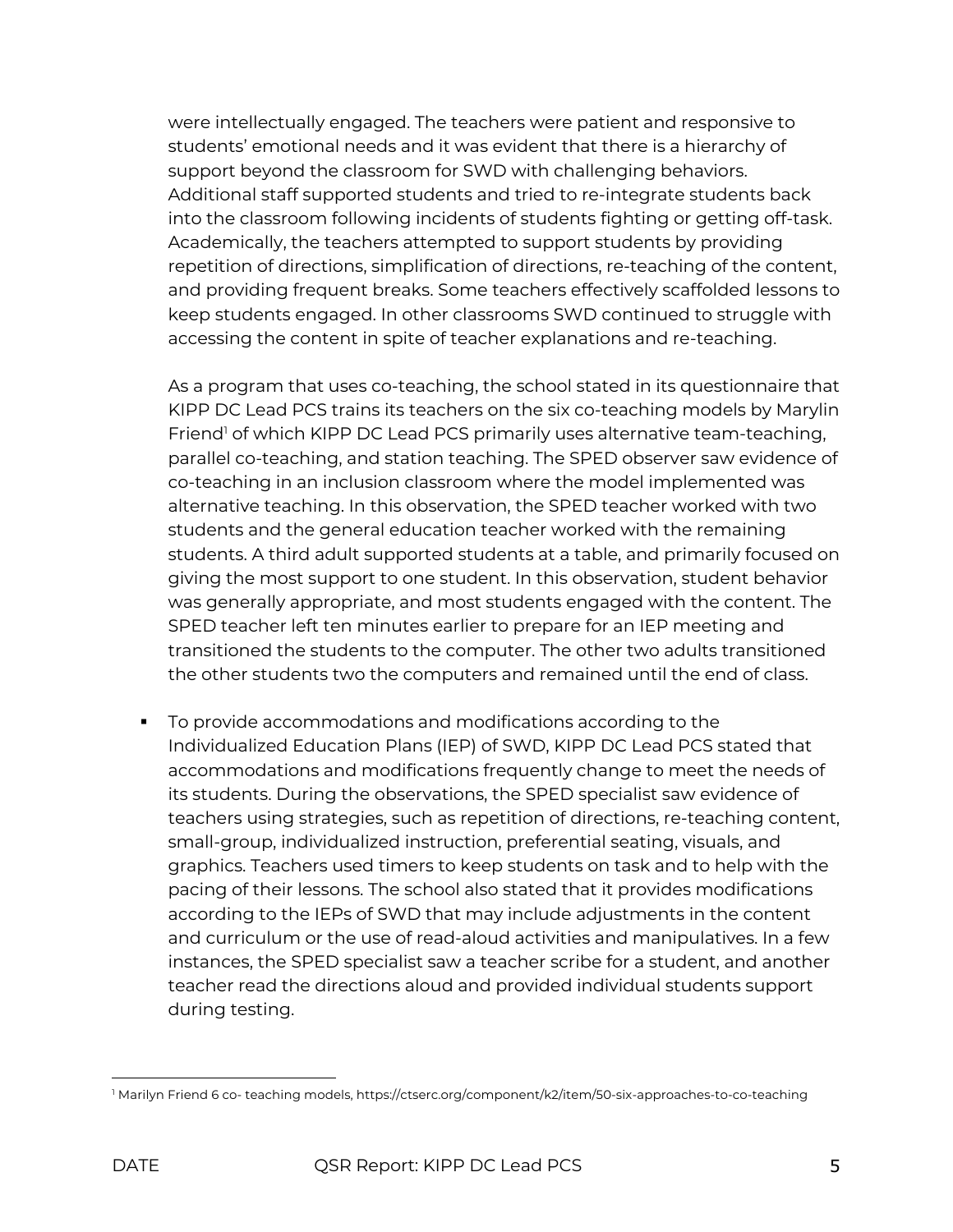were intellectually engaged. The teachers were patient and responsive to students' emotional needs and it was evident that there is a hierarchy of support beyond the classroom for SWD with challenging behaviors. Additional staff supported students and tried to re-integrate students back into the classroom following incidents of students fighting or getting off-task. Academically, the teachers attempted to support students by providing repetition of directions, simplification of directions, re-teaching of the content, and providing frequent breaks. Some teachers effectively scaffolded lessons to keep students engaged. In other classrooms SWD continued to struggle with accessing the content in spite of teacher explanations and re-teaching.

As a program that uses co-teaching, the school stated in its questionnaire that KIPP DC Lead PCS trains its teachers on the six co-teaching models by Marylin Friend[1] of which KIPP DC Lead PCS primarily uses alternative team-teaching, parallel co-teaching, and station teaching. The SPED observer saw evidence of co-teaching in an inclusion classroom where the model implemented was alternative teaching. In this observation, the SPED teacher worked with two students and the general education teacher worked with the remaining students. A third adult supported students at a table, and primarily focused on giving the most support to one student. In this observation, student behavior was generally appropriate, and most students engaged with the content. The SPED teacher left ten minutes earlier to prepare for an IEP meeting and transitioned the students to the computer. The other two adults transitioned the other students two the computers and remained until the end of class.

- To provide accommodations and modifications according to the Individualized Education Plans (IEP) of SWD, KIPP DC Lead PCS stated that accommodations and modifications frequently change to meet the needs of its students. During the observations, the SPED specialist saw evidence of teachers using strategies, such as repetition of directions, re-teaching content, small-group, individualized instruction, preferential seating, visuals, and graphics. Teachers used timers to keep students on task and to help with the pacing of their lessons. The school also stated that it provides modifications according to the IEPs of SWD that may include adjustments in the content and curriculum or the use of read-aloud activities and manipulatives. In a few instances, the SPED specialist saw a teacher scribe for a student, and another teacher read the directions aloud and provided individual students support during testing.

[1] Marilyn Friend 6 co- teaching models, https://ctserc.org/component/k2/item/50-six-approaches-to-co-teaching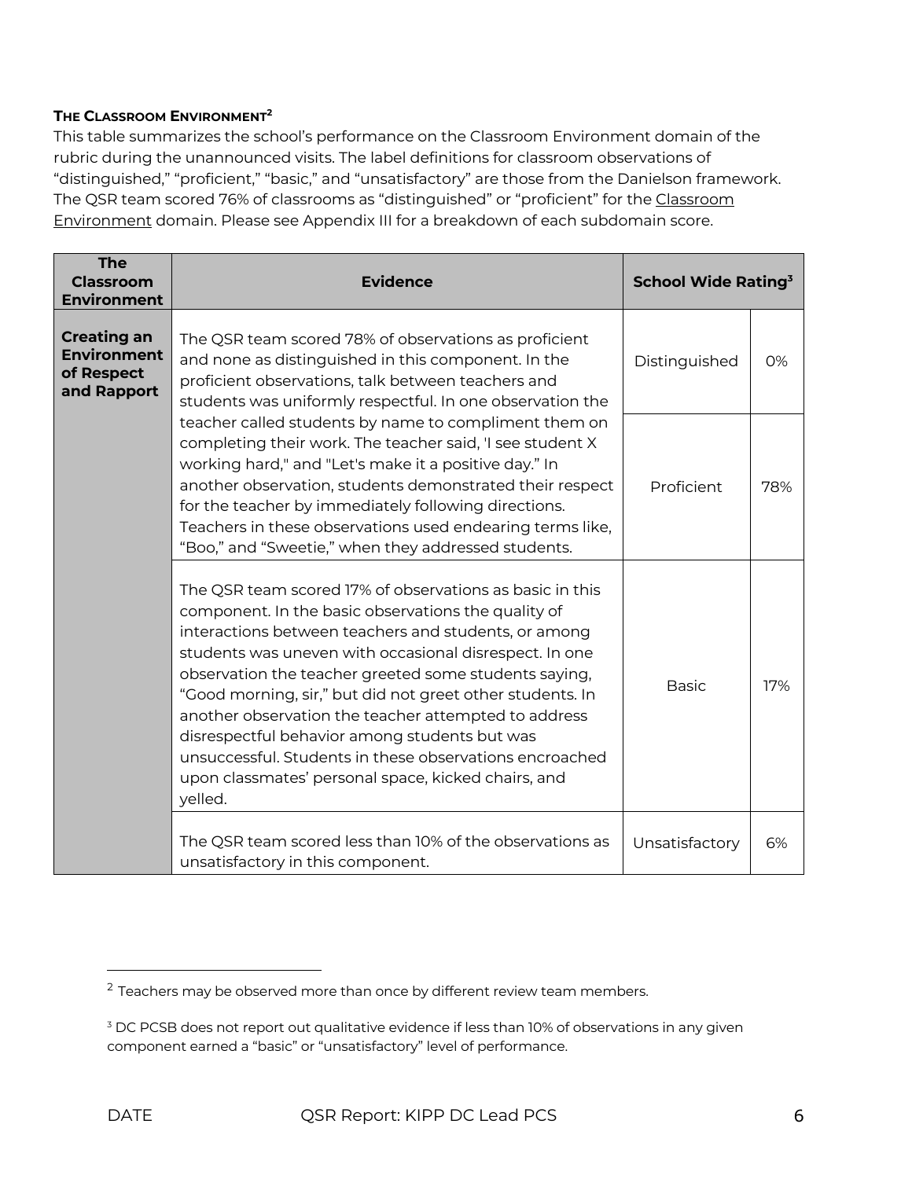### THE CLASSROOM ENVIRONMENT[2]

This table summarizes the school's performance on the Classroom Environment domain of the rubric during the unannounced visits. The label definitions for classroom observations of "distinguished," "proficient," "basic," and "unsatisfactory" are those from the Danielson framework. The QSR team scored 76% of classrooms as "distinguished" or "proficient" for the Classroom Environment domain. Please see Appendix III for a breakdown of each subdomain score.

| The Classroom Environment | Evidence | School Wide Rating[3] | |
|---|---|---|---|
| **Creating an Environment of Respect and Rapport** | The QSR team scored 78% of observations as proficient and none as distinguished in this component. In the proficient observations, talk between teachers and students was uniformly respectful. In one observation the teacher called students by name to compliment them on completing their work. The teacher said, 'I see student X working hard," and "Let's make it a positive day." In another observation, students demonstrated their respect for the teacher by immediately following directions. Teachers in these observations used endearing terms like, "Boo," and "Sweetie," when they addressed students. | Distinguished | 0% |
| | | Proficient | 78% |
| | The QSR team scored 17% of observations as basic in this component. In the basic observations the quality of interactions between teachers and students, or among students was uneven with occasional disrespect. In one observation the teacher greeted some students saying, "Good morning, sir," but did not greet other students. In another observation the teacher attempted to address disrespectful behavior among students but was unsuccessful. Students in these observations encroached upon classmates' personal space, kicked chairs, and yelled. | Basic | 17% |
| | The QSR team scored less than 10% of the observations as unsatisfactory in this component. | Unsatisfactory | 6% |

[2] Teachers may be observed more than once by different review team members.

[3] DC PCSB does not report out qualitative evidence if less than 10% of observations in any given component earned a "basic" or "unsatisfactory" level of performance.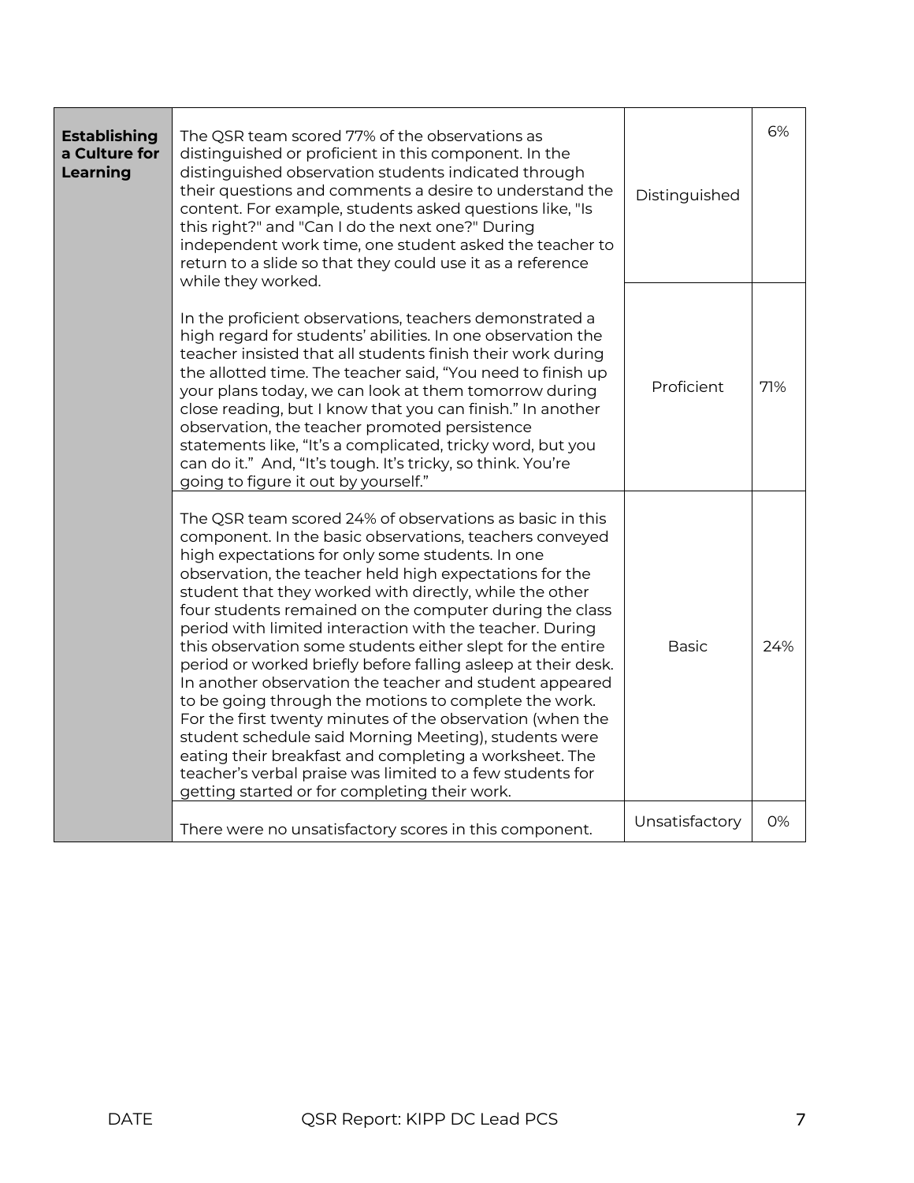| | | | |
|---|---|---|---|
| **Establishing a Culture for Learning** | The QSR team scored 77% of the observations as distinguished or proficient in this component. In the distinguished observation students indicated through their questions and comments a desire to understand the content. For example, students asked questions like, "Is this right?" and "Can I do the next one?" During independent work time, one student asked the teacher to return to a slide so that they could use it as a reference while they worked. | Distinguished | 6% |
| | In the proficient observations, teachers demonstrated a high regard for students' abilities. In one observation the teacher insisted that all students finish their work during the allotted time. The teacher said, "You need to finish up your plans today, we can look at them tomorrow during close reading, but I know that you can finish." In another observation, the teacher promoted persistence statements like, "It's a complicated, tricky word, but you can do it." And, "It's tough. It's tricky, so think. You're going to figure it out by yourself." | Proficient | 71% |
| | The QSR team scored 24% of observations as basic in this component. In the basic observations, teachers conveyed high expectations for only some students. In one observation, the teacher held high expectations for the student that they worked with directly, while the other four students remained on the computer during the class period with limited interaction with the teacher. During this observation some students either slept for the entire period or worked briefly before falling asleep at their desk. In another observation the teacher and student appeared to be going through the motions to complete the work. For the first twenty minutes of the observation (when the student schedule said Morning Meeting), students were eating their breakfast and completing a worksheet. The teacher's verbal praise was limited to a few students for getting started or for completing their work. | Basic | 24% |
| | There were no unsatisfactory scores in this component. | Unsatisfactory | 0% |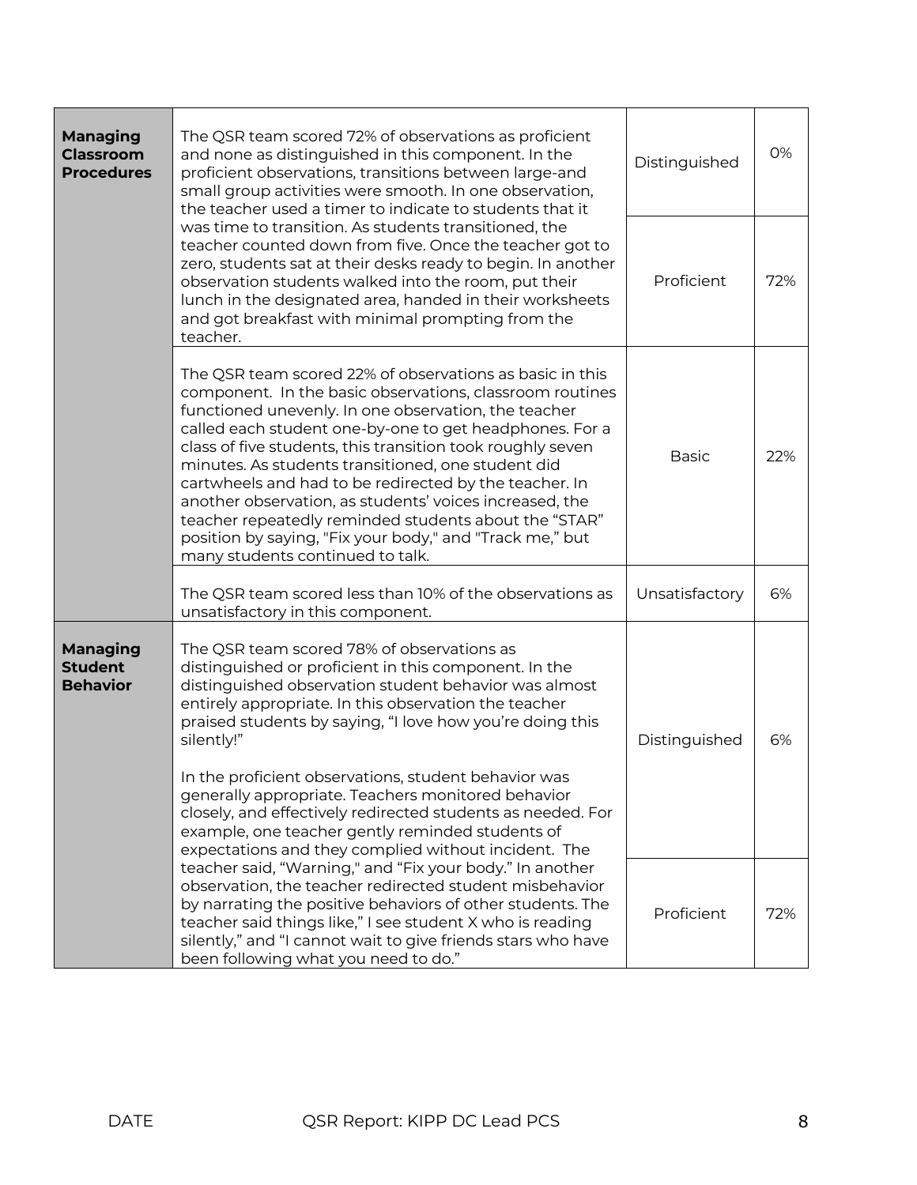| | | | |
|---|---|---|---|
| **Managing Classroom Procedures** | The QSR team scored 72% of observations as proficient and none as distinguished in this component. In the proficient observations, transitions between large-and small group activities were smooth. In one observation, the teacher used a timer to indicate to students that it was time to transition. As students transitioned, the teacher counted down from five. Once the teacher got to zero, students sat at their desks ready to begin. In another observation students walked into the room, put their lunch in the designated area, handed in their worksheets and got breakfast with minimal prompting from the teacher. | Distinguished | 0% |
| | | Proficient | 72% |
| | The QSR team scored 22% of observations as basic in this component. In the basic observations, classroom routines functioned unevenly. In one observation, the teacher called each student one-by-one to get headphones. For a class of five students, this transition took roughly seven minutes. As students transitioned, one student did cartwheels and had to be redirected by the teacher. In another observation, as students' voices increased, the teacher repeatedly reminded students about the "STAR" position by saying, "Fix your body," and "Track me," but many students continued to talk. | Basic | 22% |
| | The QSR team scored less than 10% of the observations as unsatisfactory in this component. | Unsatisfactory | 6% |
| **Managing Student Behavior** | The QSR team scored 78% of observations as distinguished or proficient in this component. In the distinguished observation student behavior was almost entirely appropriate. In this observation the teacher praised students by saying, "I love how you're doing this silently!"<br><br>In the proficient observations, student behavior was generally appropriate. Teachers monitored behavior closely, and effectively redirected students as needed. For example, one teacher gently reminded students of expectations and they complied without incident. The teacher said, "Warning," and "Fix your body." In another observation, the teacher redirected student misbehavior by narrating the positive behaviors of other students. The teacher said things like," I see student X who is reading silently," and "I cannot wait to give friends stars who have been following what you need to do." | Distinguished | 6% |
| | | Proficient | 72% |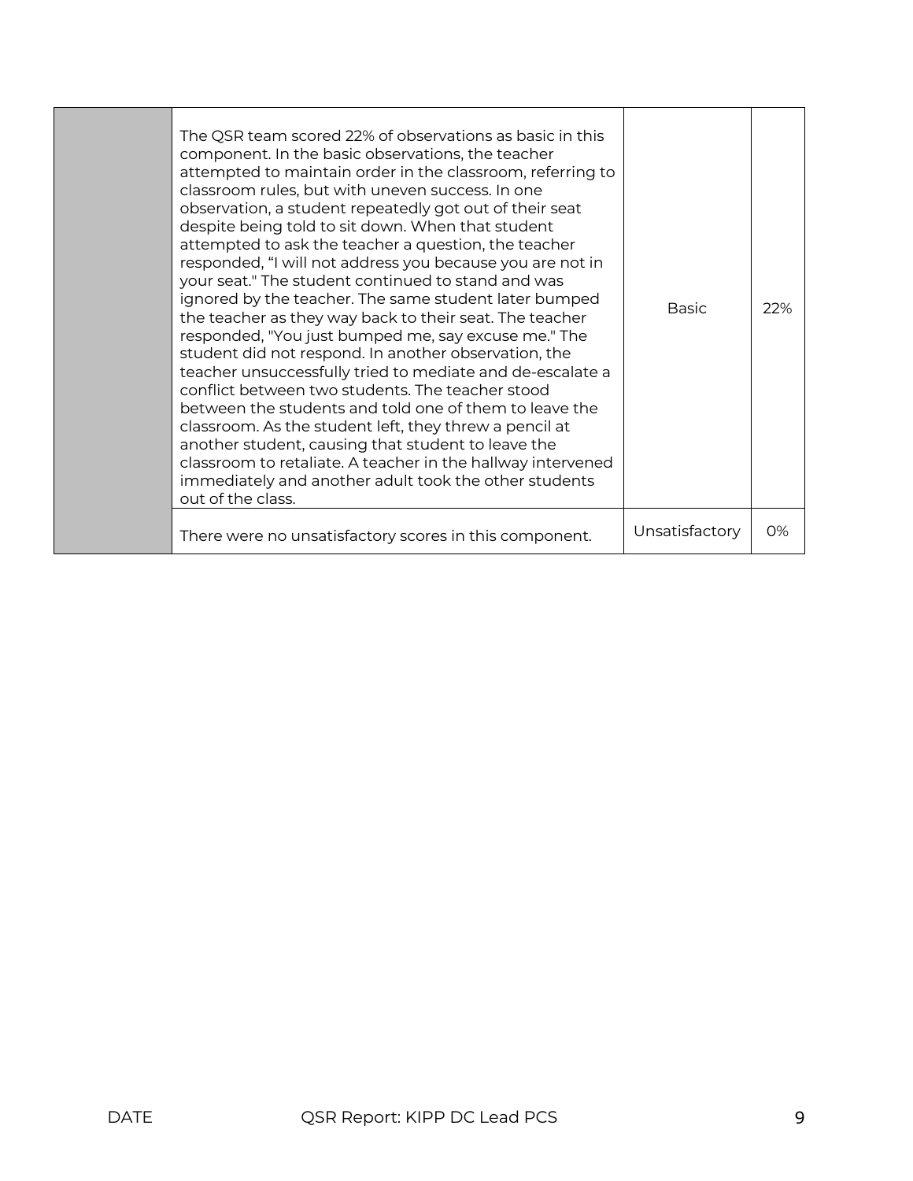| | | | |
|---|---|---|---|
| | The QSR team scored 22% of observations as basic in this component. In the basic observations, the teacher attempted to maintain order in the classroom, referring to classroom rules, but with uneven success. In one observation, a student repeatedly got out of their seat despite being told to sit down. When that student attempted to ask the teacher a question, the teacher responded, "I will not address you because you are not in your seat." The student continued to stand and was ignored by the teacher. The same student later bumped the teacher as they way back to their seat. The teacher responded, "You just bumped me, say excuse me." The student did not respond. In another observation, the teacher unsuccessfully tried to mediate and de-escalate a conflict between two students. The teacher stood between the students and told one of them to leave the classroom. As the student left, they threw a pencil at another student, causing that student to leave the classroom to retaliate. A teacher in the hallway intervened immediately and another adult took the other students out of the class. | Basic | 22% |
| | There were no unsatisfactory scores in this component. | Unsatisfactory | 0% |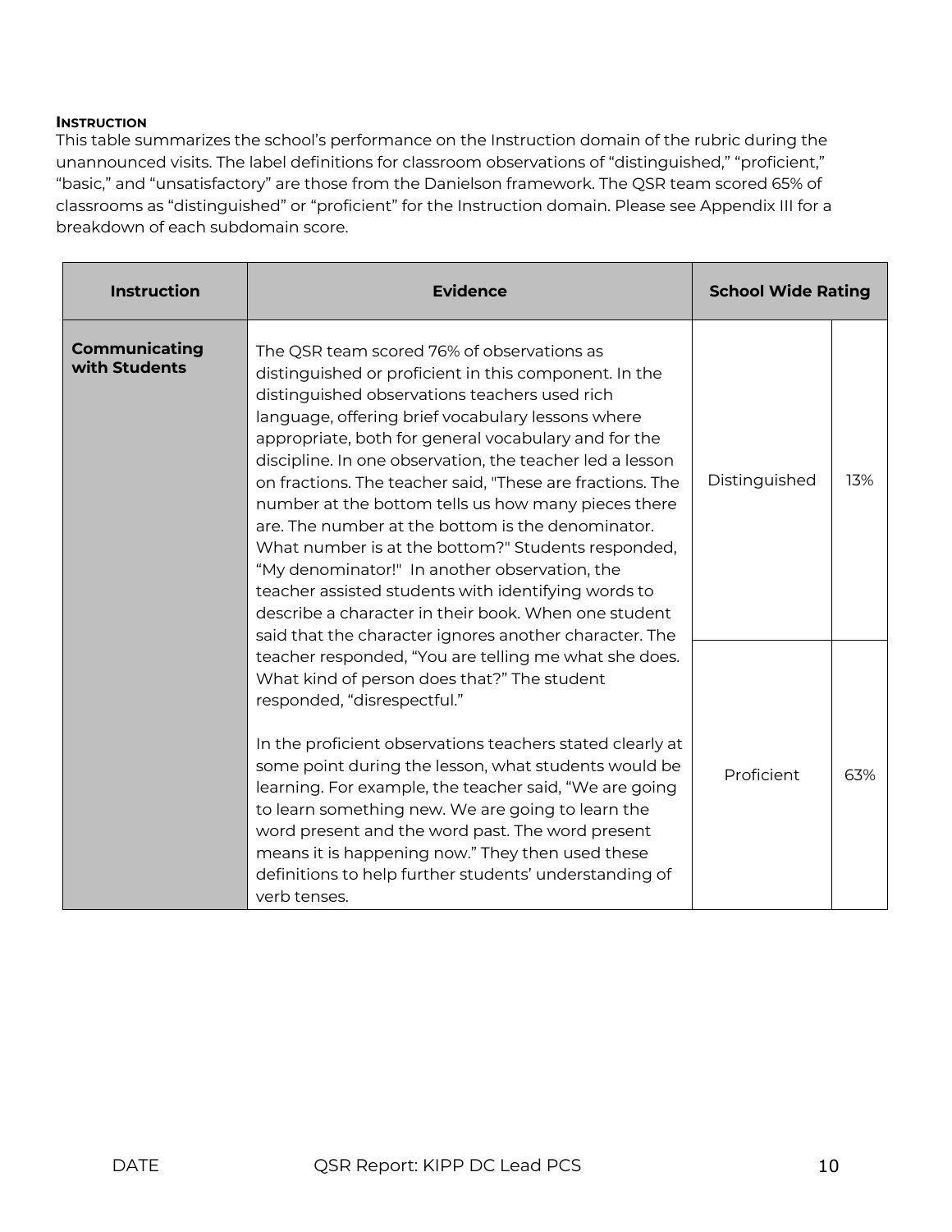**INSTRUCTION**

This table summarizes the school's performance on the Instruction domain of the rubric during the unannounced visits. The label definitions for classroom observations of "distinguished," "proficient," "basic," and "unsatisfactory" are those from the Danielson framework. The QSR team scored 65% of classrooms as "distinguished" or "proficient" for the Instruction domain. Please see Appendix III for a breakdown of each subdomain score.

| Instruction | Evidence | School Wide Rating | |
|---|---|---|---|
| **Communicating with Students** | The QSR team scored 76% of observations as distinguished or proficient in this component. In the distinguished observations teachers used rich language, offering brief vocabulary lessons where appropriate, both for general vocabulary and for the discipline. In one observation, the teacher led a lesson on fractions. The teacher said, "These are fractions. The number at the bottom tells us how many pieces there are. The number at the bottom is the denominator. What number is at the bottom?" Students responded, "My denominator!" In another observation, the teacher assisted students with identifying words to describe a character in their book. When one student said that the character ignores another character. The teacher responded, "You are telling me what she does. What kind of person does that?" The student responded, "disrespectful."<br><br>In the proficient observations teachers stated clearly at some point during the lesson, what students would be learning. For example, the teacher said, "We are going to learn something new. We are going to learn the word present and the word past. The word present means it is happening now." They then used these definitions to help further students' understanding of verb tenses. | Distinguished | 13% |
| | | Proficient | 63% |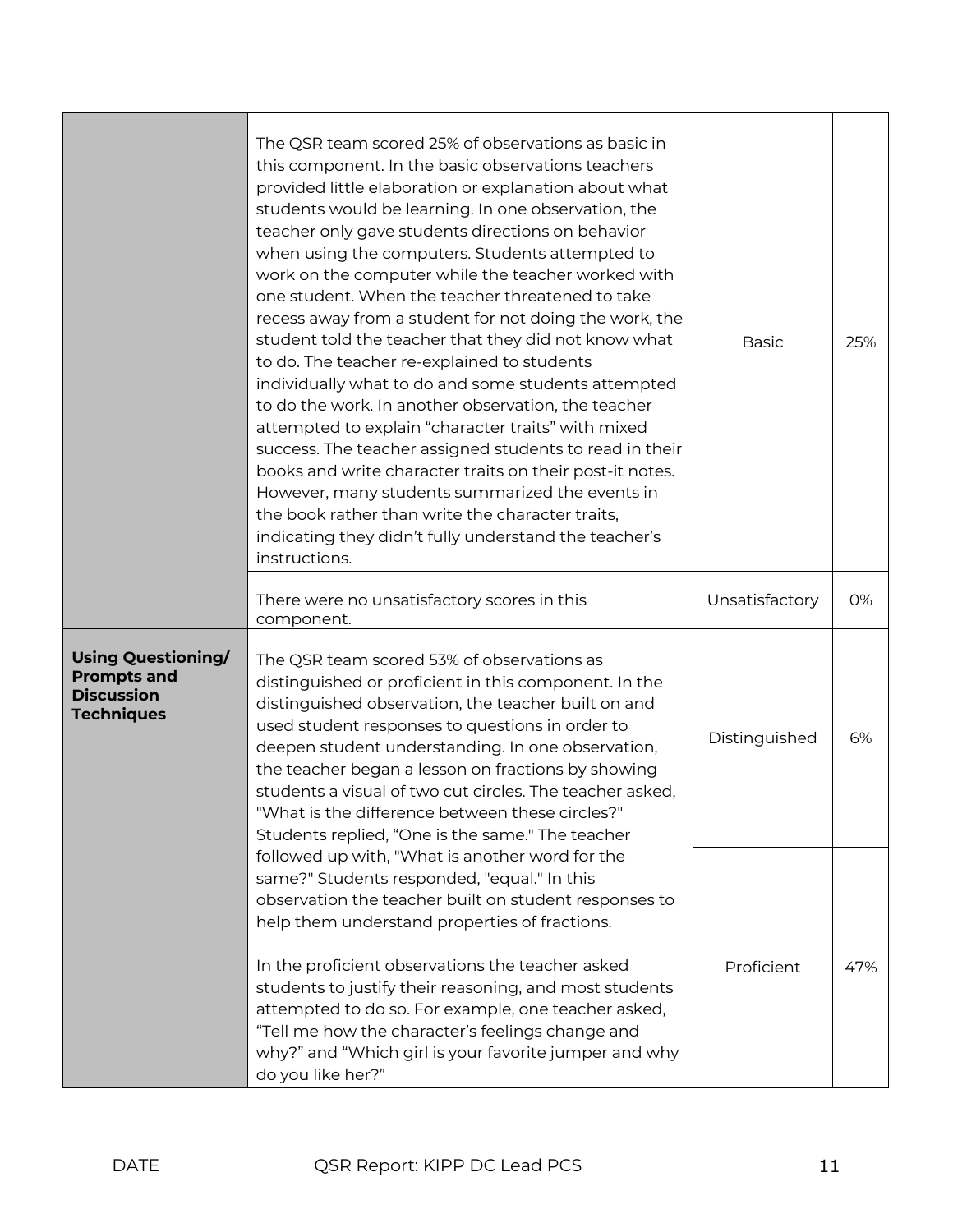| | | | |
|---|---|---|---|
| | The QSR team scored 25% of observations as basic in this component. In the basic observations teachers provided little elaboration or explanation about what students would be learning. In one observation, the teacher only gave students directions on behavior when using the computers. Students attempted to work on the computer while the teacher worked with one student. When the teacher threatened to take recess away from a student for not doing the work, the student told the teacher that they did not know what to do. The teacher re-explained to students individually what to do and some students attempted to do the work. In another observation, the teacher attempted to explain "character traits" with mixed success. The teacher assigned students to read in their books and write character traits on their post-it notes. However, many students summarized the events in the book rather than write the character traits, indicating they didn't fully understand the teacher's instructions. | Basic | 25% |
| | There were no unsatisfactory scores in this component. | Unsatisfactory | 0% |
| **Using Questioning/ Prompts and Discussion Techniques** | The QSR team scored 53% of observations as distinguished or proficient in this component. In the distinguished observation, the teacher built on and used student responses to questions in order to deepen student understanding. In one observation, the teacher began a lesson on fractions by showing students a visual of two cut circles. The teacher asked, "What is the difference between these circles?" Students replied, "One is the same." The teacher followed up with, "What is another word for the same?" Students responded, "equal." In this observation the teacher built on student responses to help them understand properties of fractions.<br><br>In the proficient observations the teacher asked students to justify their reasoning, and most students attempted to do so. For example, one teacher asked, "Tell me how the character's feelings change and why?" and "Which girl is your favorite jumper and why do you like her?" | Distinguished | 6% |
| | | Proficient | 47% |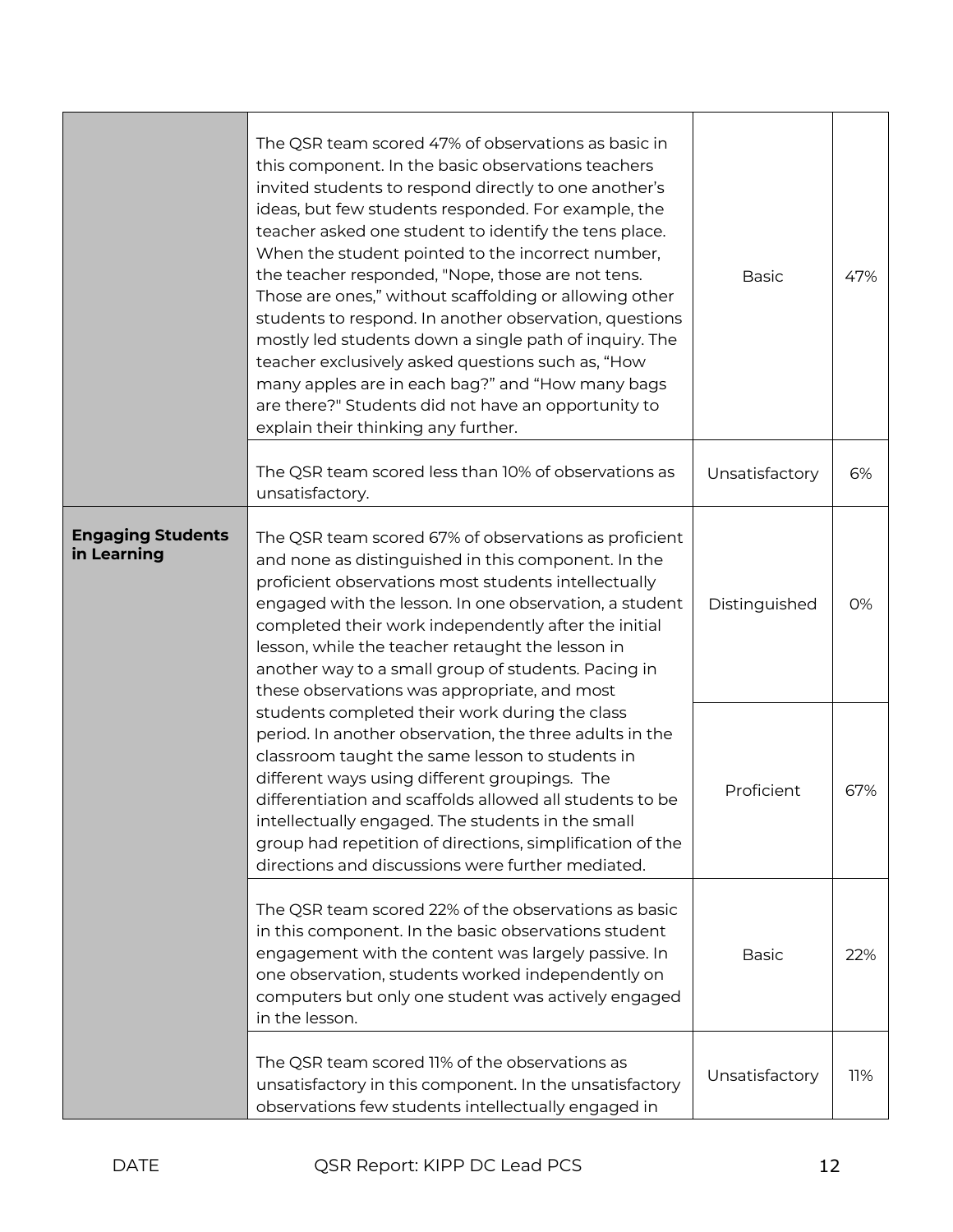| | | | |
|---|---|---|---|
| | The QSR team scored 47% of observations as basic in this component. In the basic observations teachers invited students to respond directly to one another's ideas, but few students responded. For example, the teacher asked one student to identify the tens place. When the student pointed to the incorrect number, the teacher responded, "Nope, those are not tens. Those are ones," without scaffolding or allowing other students to respond. In another observation, questions mostly led students down a single path of inquiry. The teacher exclusively asked questions such as, "How many apples are in each bag?" and "How many bags are there?" Students did not have an opportunity to explain their thinking any further. | Basic | 47% |
| | The QSR team scored less than 10% of observations as unsatisfactory. | Unsatisfactory | 6% |
| **Engaging Students in Learning** | The QSR team scored 67% of observations as proficient and none as distinguished in this component. In the proficient observations most students intellectually engaged with the lesson. In one observation, a student completed their work independently after the initial lesson, while the teacher retaught the lesson in another way to a small group of students. Pacing in these observations was appropriate, and most students completed their work during the class period. In another observation, the three adults in the classroom taught the same lesson to students in different ways using different groupings. The differentiation and scaffolds allowed all students to be intellectually engaged. The students in the small group had repetition of directions, simplification of the directions and discussions were further mediated. | Distinguished | 0% |
| | | Proficient | 67% |
| | The QSR team scored 22% of the observations as basic in this component. In the basic observations student engagement with the content was largely passive. In one observation, students worked independently on computers but only one student was actively engaged in the lesson. | Basic | 22% |
| | The QSR team scored 11% of the observations as unsatisfactory in this component. In the unsatisfactory observations few students intellectually engaged in | Unsatisfactory | 11% |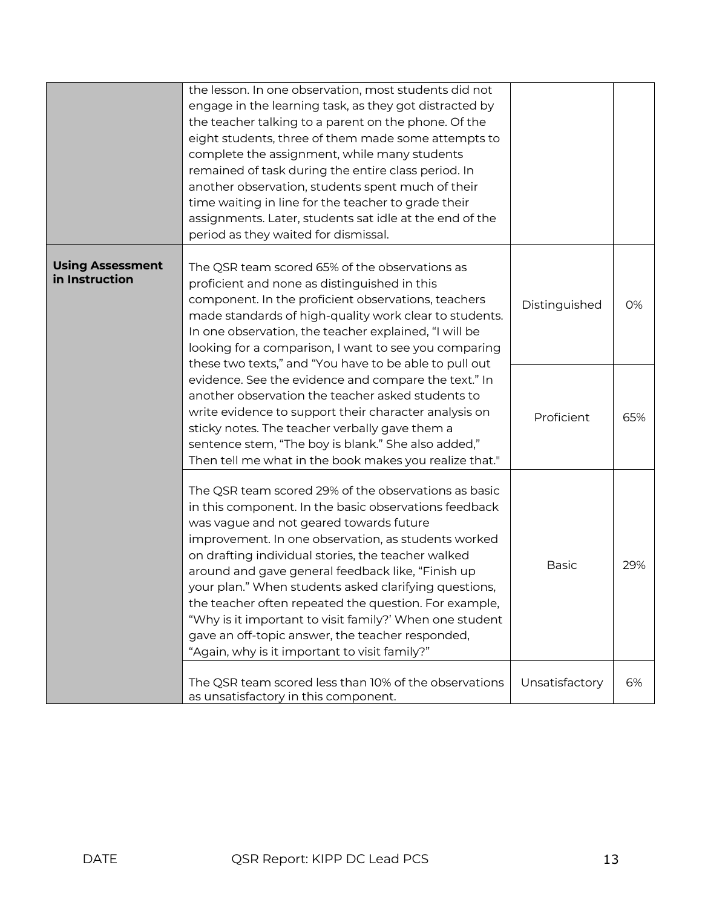| | | | |
|---|---|---|---|
| | the lesson. In one observation, most students did not engage in the learning task, as they got distracted by the teacher talking to a parent on the phone. Of the eight students, three of them made some attempts to complete the assignment, while many students remained of task during the entire class period. In another observation, students spent much of their time waiting in line for the teacher to grade their assignments. Later, students sat idle at the end of the period as they waited for dismissal. | | |
| **Using Assessment in Instruction** | The QSR team scored 65% of the observations as proficient and none as distinguished in this component. In the proficient observations, teachers made standards of high-quality work clear to students. In one observation, the teacher explained, "I will be looking for a comparison, I want to see you comparing these two texts," and "You have to be able to pull out evidence. See the evidence and compare the text." In another observation the teacher asked students to write evidence to support their character analysis on sticky notes. The teacher verbally gave them a sentence stem, "The boy is blank." She also added," Then tell me what in the book makes you realize that." | Distinguished | 0% |
| | | Proficient | 65% |
| | The QSR team scored 29% of the observations as basic in this component. In the basic observations feedback was vague and not geared towards future improvement. In one observation, as students worked on drafting individual stories, the teacher walked around and gave general feedback like, "Finish up your plan." When students asked clarifying questions, the teacher often repeated the question. For example, "Why is it important to visit family?' When one student gave an off-topic answer, the teacher responded, "Again, why is it important to visit family?" | Basic | 29% |
| | The QSR team scored less than 10% of the observations as unsatisfactory in this component. | Unsatisfactory | 6% |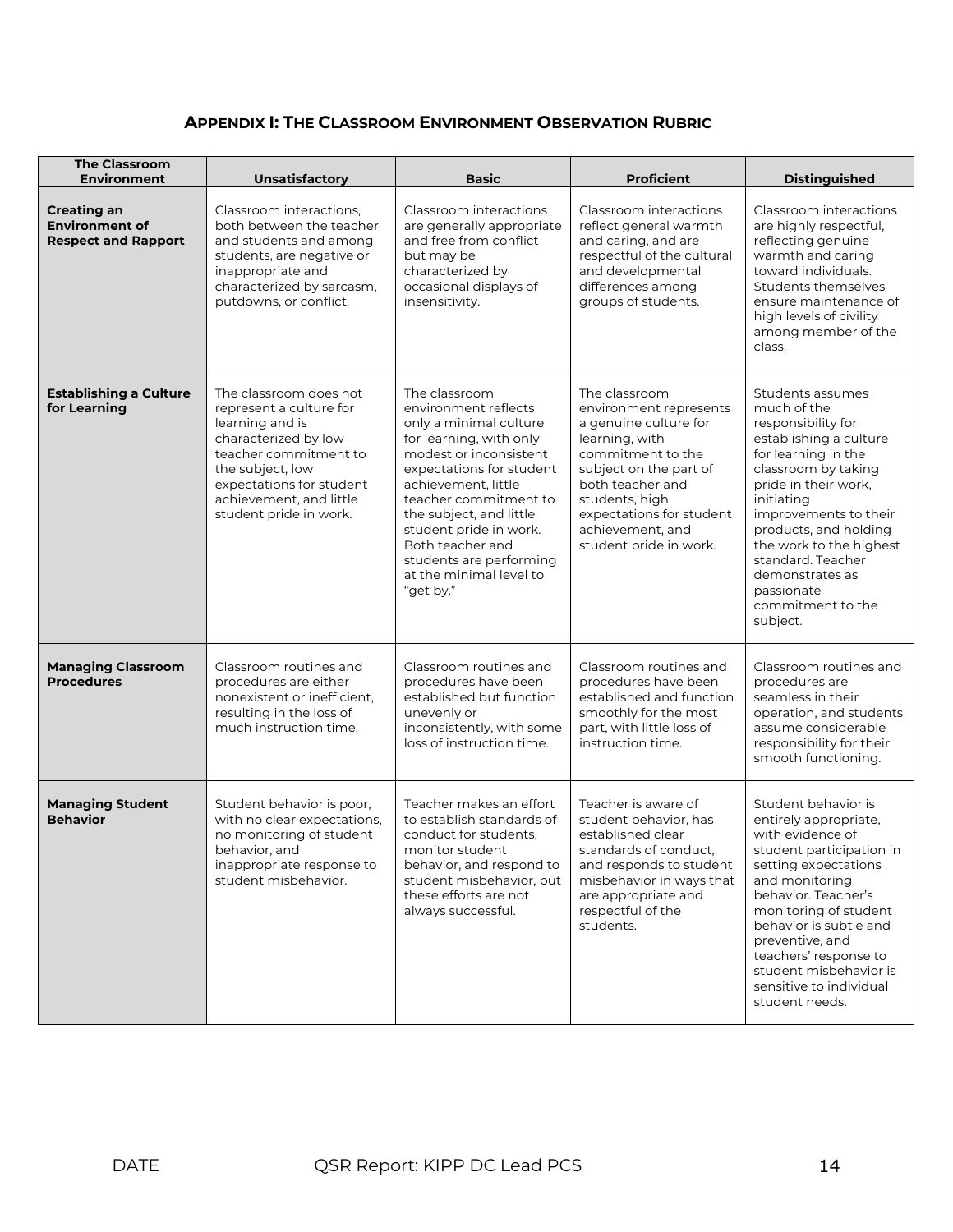## Appendix I: The Classroom Environment Observation Rubric

| The Classroom Environment | Unsatisfactory | Basic | Proficient | Distinguished |
|---|---|---|---|---|
| **Creating an Environment of Respect and Rapport** | Classroom interactions, both between the teacher and students and among students, are negative or inappropriate and characterized by sarcasm, putdowns, or conflict. | Classroom interactions are generally appropriate and free from conflict but may be characterized by occasional displays of insensitivity. | Classroom interactions reflect general warmth and caring, and are respectful of the cultural and developmental differences among groups of students. | Classroom interactions are highly respectful, reflecting genuine warmth and caring toward individuals. Students themselves ensure maintenance of high levels of civility among member of the class. |
| **Establishing a Culture for Learning** | The classroom does not represent a culture for learning and is characterized by low teacher commitment to the subject, low expectations for student achievement, and little student pride in work. | The classroom environment reflects only a minimal culture for learning, with only modest or inconsistent expectations for student achievement, little teacher commitment to the subject, and little student pride in work. Both teacher and students are performing at the minimal level to "get by." | The classroom environment represents a genuine culture for learning, with commitment to the subject on the part of both teacher and students, high expectations for student achievement, and student pride in work. | Students assumes much of the responsibility for establishing a culture for learning in the classroom by taking pride in their work, initiating improvements to their products, and holding the work to the highest standard. Teacher demonstrates as passionate commitment to the subject. |
| **Managing Classroom Procedures** | Classroom routines and procedures are either nonexistent or inefficient, resulting in the loss of much instruction time. | Classroom routines and procedures have been established but function unevenly or inconsistently, with some loss of instruction time. | Classroom routines and procedures have been established and function smoothly for the most part, with little loss of instruction time. | Classroom routines and procedures are seamless in their operation, and students assume considerable responsibility for their smooth functioning. |
| **Managing Student Behavior** | Student behavior is poor, with no clear expectations, no monitoring of student behavior, and inappropriate response to student misbehavior. | Teacher makes an effort to establish standards of conduct for students, monitor student behavior, and respond to student misbehavior, but these efforts are not always successful. | Teacher is aware of student behavior, has established clear standards of conduct, and responds to student misbehavior in ways that are appropriate and respectful of the students. | Student behavior is entirely appropriate, with evidence of student participation in setting expectations and monitoring behavior. Teacher's monitoring of student behavior is subtle and preventive, and teachers' response to student misbehavior is sensitive to individual student needs. |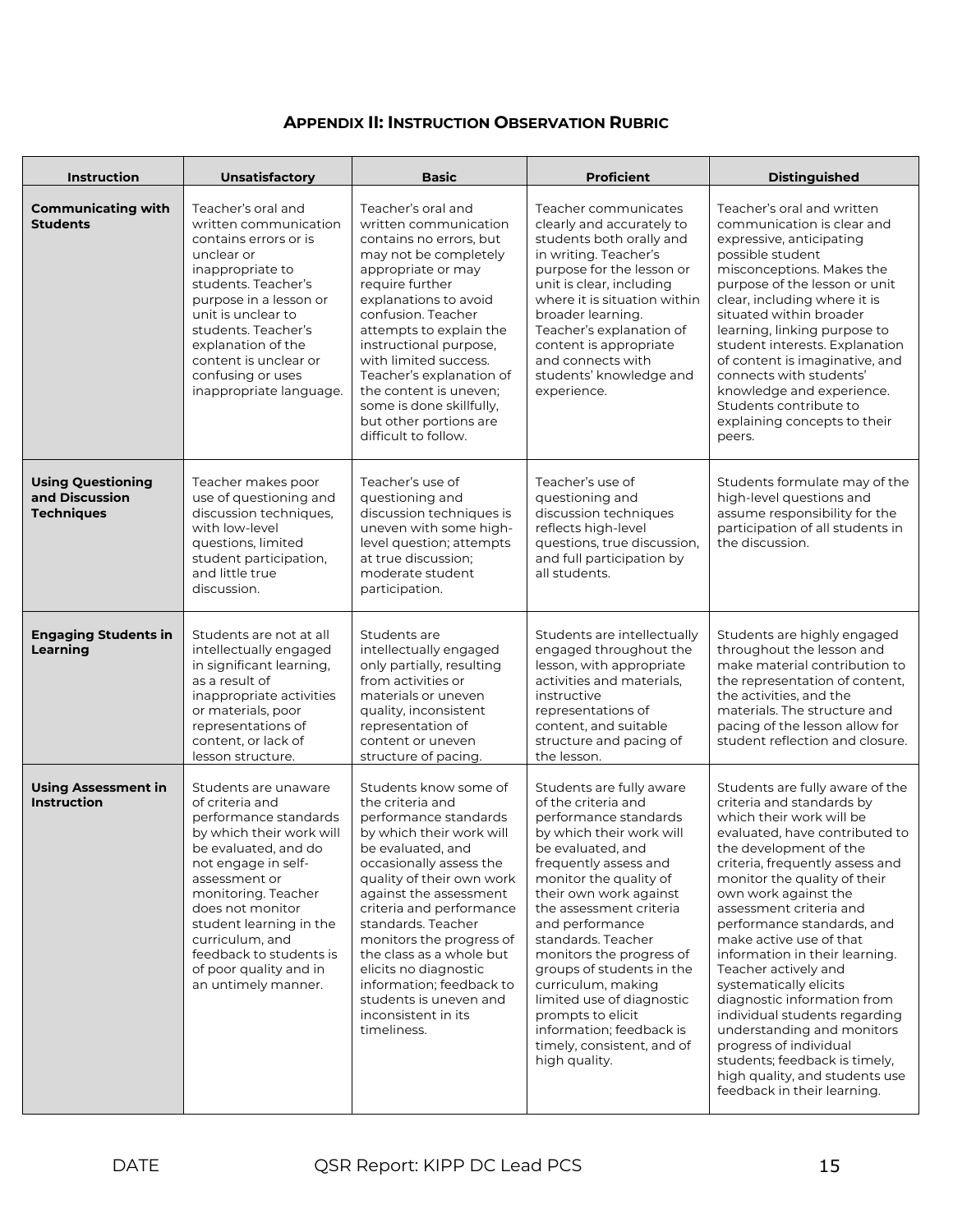## Appendix II: Instruction Observation Rubric

| Instruction | Unsatisfactory | Basic | Proficient | Distinguished |
|---|---|---|---|---|
| **Communicating with Students** | Teacher's oral and written communication contains errors or is unclear or inappropriate to students. Teacher's purpose in a lesson or unit is unclear to students. Teacher's explanation of the content is unclear or confusing or uses inappropriate language. | Teacher's oral and written communication contains no errors, but may not be completely appropriate or may require further explanations to avoid confusion. Teacher attempts to explain the instructional purpose, with limited success. Teacher's explanation of the content is uneven; some is done skillfully, but other portions are difficult to follow. | Teacher communicates clearly and accurately to students both orally and in writing. Teacher's purpose for the lesson or unit is clear, including where it is situation within broader learning. Teacher's explanation of content is appropriate and connects with students' knowledge and experience. | Teacher's oral and written communication is clear and expressive, anticipating possible student misconceptions. Makes the purpose of the lesson or unit clear, including where it is situated within broader learning, linking purpose to student interests. Explanation of content is imaginative, and connects with students' knowledge and experience. Students contribute to explaining concepts to their peers. |
| **Using Questioning and Discussion Techniques** | Teacher makes poor use of questioning and discussion techniques, with low-level questions, limited student participation, and little true discussion. | Teacher's use of questioning and discussion techniques is uneven with some high-level question; attempts at true discussion; moderate student participation. | Teacher's use of questioning and discussion techniques reflects high-level questions, true discussion, and full participation by all students. | Students formulate may of the high-level questions and assume responsibility for the participation of all students in the discussion. |
| **Engaging Students in Learning** | Students are not at all intellectually engaged in significant learning, as a result of inappropriate activities or materials, poor representations of content, or lack of lesson structure. | Students are intellectually engaged only partially, resulting from activities or materials or uneven quality, inconsistent representation of content or uneven structure of pacing. | Students are intellectually engaged throughout the lesson, with appropriate activities and materials, instructive representations of content, and suitable structure and pacing of the lesson. | Students are highly engaged throughout the lesson and make material contribution to the representation of content, the activities, and the materials. The structure and pacing of the lesson allow for student reflection and closure. |
| **Using Assessment in Instruction** | Students are unaware of criteria and performance standards by which their work will be evaluated, and do not engage in self-assessment or monitoring. Teacher does not monitor student learning in the curriculum, and feedback to students is of poor quality and in an untimely manner. | Students know some of the criteria and performance standards by which their work will be evaluated, and occasionally assess the quality of their own work against the assessment criteria and performance standards. Teacher monitors the progress of the class as a whole but elicits no diagnostic information; feedback to students is uneven and inconsistent in its timeliness. | Students are fully aware of the criteria and performance standards by which their work will be evaluated, and frequently assess and monitor the quality of their own work against the assessment criteria and performance standards. Teacher monitors the progress of groups of students in the curriculum, making limited use of diagnostic prompts to elicit information; feedback is timely, consistent, and of high quality. | Students are fully aware of the criteria and standards by which their work will be evaluated, have contributed to the development of the criteria, frequently assess and monitor the quality of their own work against the assessment criteria and performance standards, and make active use of that information in their learning. Teacher actively and systematically elicits diagnostic information from individual students regarding understanding and monitors progress of individual students; feedback is timely, high quality, and students use feedback in their learning. |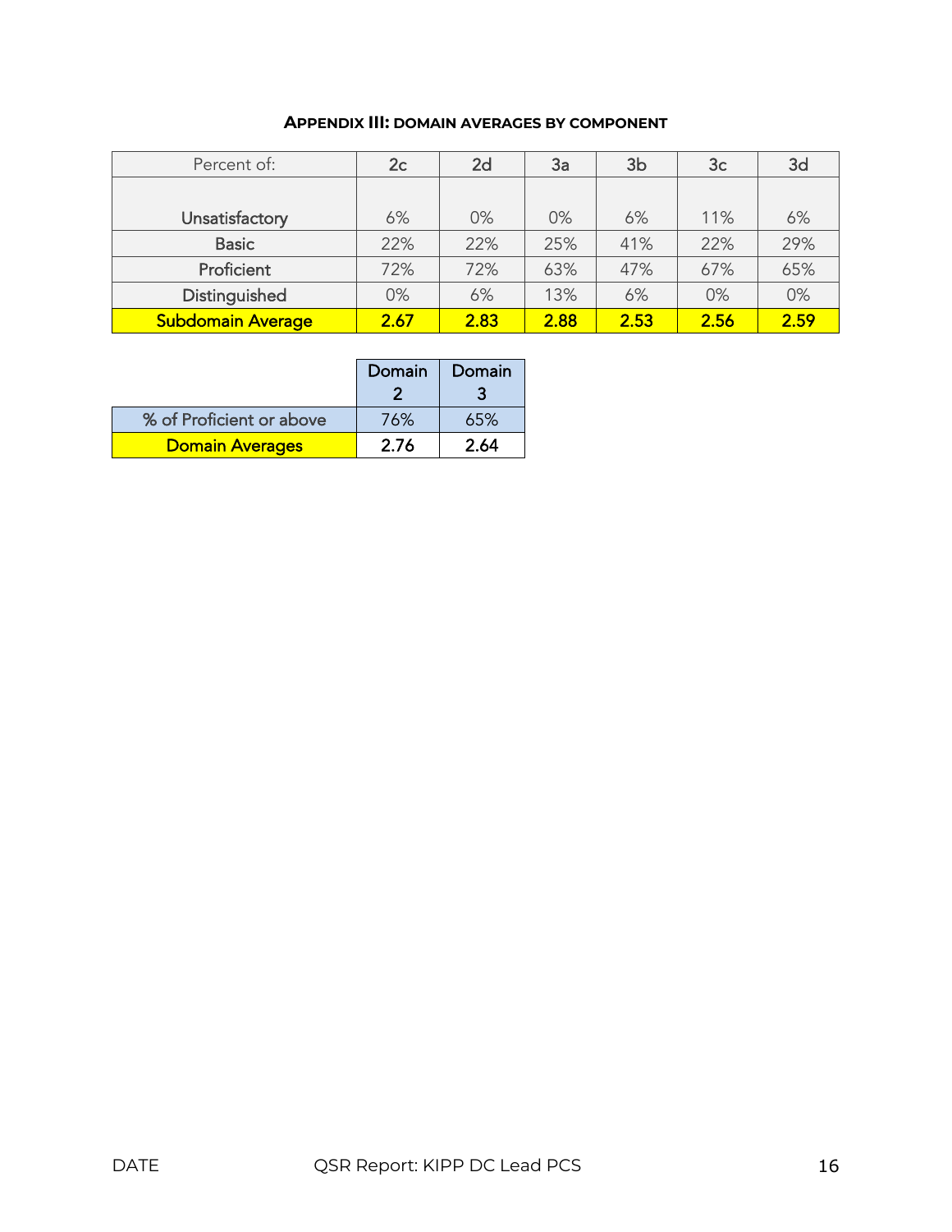### APPENDIX III: DOMAIN AVERAGES BY COMPONENT

| Percent of: | 2c | 2d | 3a | 3b | 3c | 3d |
| --- | --- | --- | --- | --- | --- | --- |
| Unsatisfactory | 6% | 0% | 0% | 6% | 11% | 6% |
| Basic | 22% | 22% | 25% | 41% | 22% | 29% |
| Proficient | 72% | 72% | 63% | 47% | 67% | 65% |
| Distinguished | 0% | 6% | 13% | 6% | 0% | 0% |
| **Subdomain Average** | **2.67** | **2.83** | **2.88** | **2.53** | **2.56** | **2.59** |

| | Domain 2 | Domain 3 |
| --- | --- | --- |
| % of Proficient or above | 76% | 65% |
| Domain Averages | 2.76 | 2.64 |